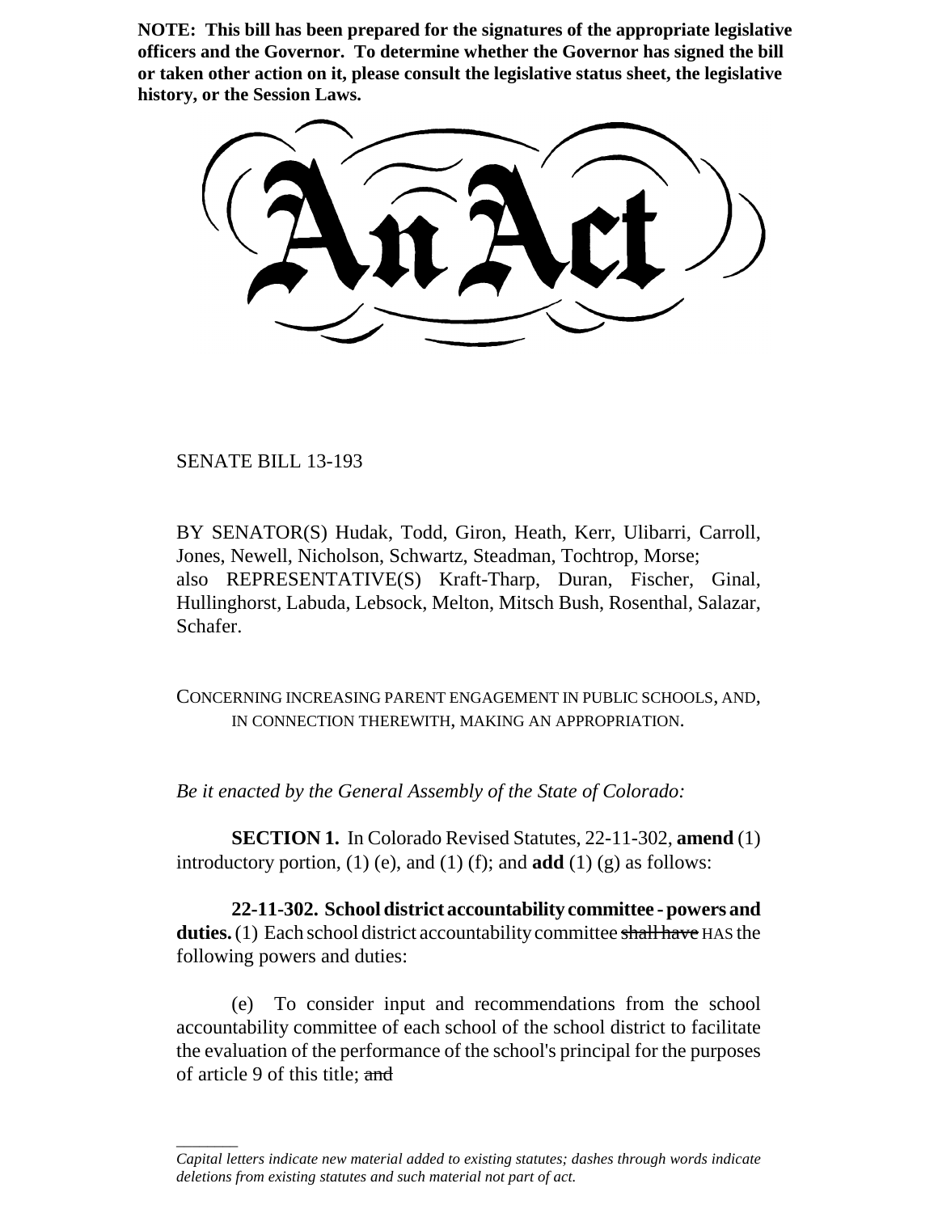**NOTE: This bill has been prepared for the signatures of the appropriate legislative officers and the Governor. To determine whether the Governor has signed the bill or taken other action on it, please consult the legislative status sheet, the legislative history, or the Session Laws.**

# An Act

SENATE BILL 13-193

BY SENATOR(S) Hudak, Todd, Giron, Heath, Kerr, Ulibarri, Carroll, Jones, Newell, Nicholson, Schwartz, Steadman, Tochtrop, Morse;
also REPRESENTATIVE(S) Kraft-Tharp, Duran, Fischer, Ginal, Hullinghorst, Labuda, Lebsock, Melton, Mitsch Bush, Rosenthal, Salazar, Schafer.

CONCERNING INCREASING PARENT ENGAGEMENT IN PUBLIC SCHOOLS, AND, IN CONNECTION THEREWITH, MAKING AN APPROPRIATION.

*Be it enacted by the General Assembly of the State of Colorado:*

**SECTION 1.** In Colorado Revised Statutes, 22-11-302, **amend** (1) introductory portion, (1) (e), and (1) (f); and **add** (1) (g) as follows:

**22-11-302. School district accountability committee - powers and duties.** (1) Each school district accountability committee ~~shall have~~ HAS the following powers and duties:

(e) To consider input and recommendations from the school accountability committee of each school of the school district to facilitate the evaluation of the performance of the school's principal for the purposes of article 9 of this title; ~~and~~

*Capital letters indicate new material added to existing statutes; dashes through words indicate deletions from existing statutes and such material not part of act.*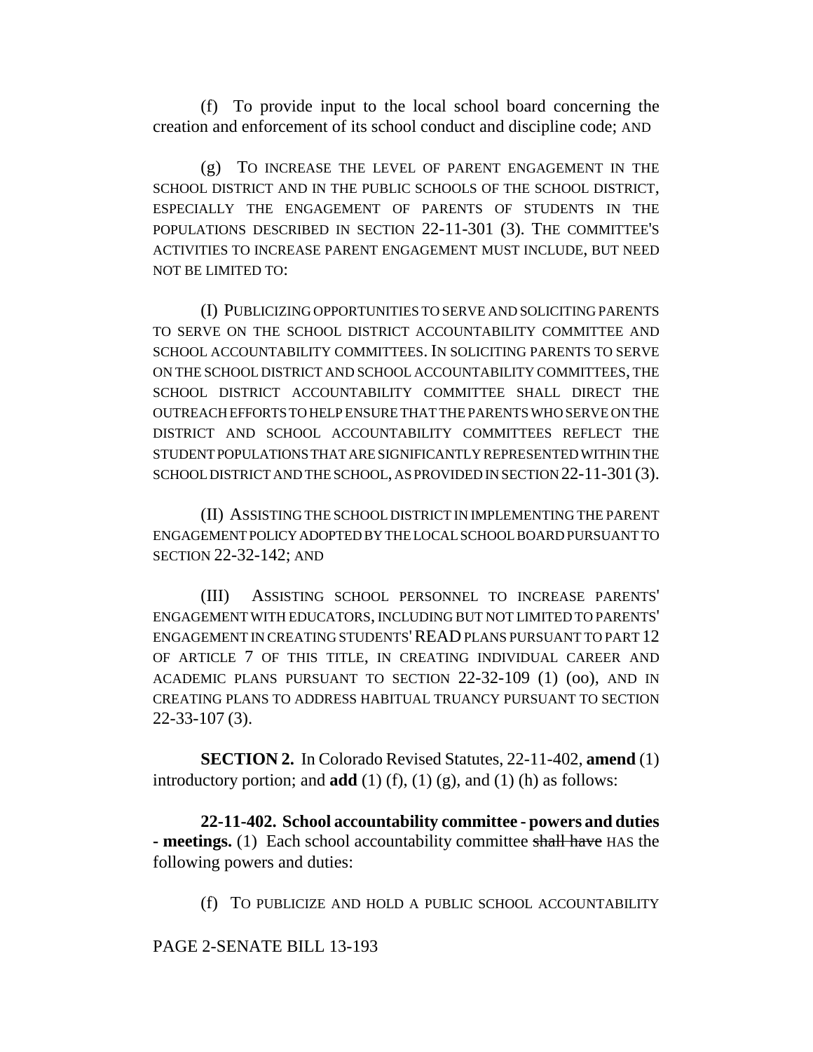(f) To provide input to the local school board concerning the creation and enforcement of its school conduct and discipline code; AND

(g) TO INCREASE THE LEVEL OF PARENT ENGAGEMENT IN THE SCHOOL DISTRICT AND IN THE PUBLIC SCHOOLS OF THE SCHOOL DISTRICT, ESPECIALLY THE ENGAGEMENT OF PARENTS OF STUDENTS IN THE POPULATIONS DESCRIBED IN SECTION 22-11-301 (3). THE COMMITTEE'S ACTIVITIES TO INCREASE PARENT ENGAGEMENT MUST INCLUDE, BUT NEED NOT BE LIMITED TO:

(I) PUBLICIZING OPPORTUNITIES TO SERVE AND SOLICITING PARENTS TO SERVE ON THE SCHOOL DISTRICT ACCOUNTABILITY COMMITTEE AND SCHOOL ACCOUNTABILITY COMMITTEES. IN SOLICITING PARENTS TO SERVE ON THE SCHOOL DISTRICT AND SCHOOL ACCOUNTABILITY COMMITTEES, THE SCHOOL DISTRICT ACCOUNTABILITY COMMITTEE SHALL DIRECT THE OUTREACH EFFORTS TO HELP ENSURE THAT THE PARENTS WHO SERVE ON THE DISTRICT AND SCHOOL ACCOUNTABILITY COMMITTEES REFLECT THE STUDENT POPULATIONS THAT ARE SIGNIFICANTLY REPRESENTED WITHIN THE SCHOOL DISTRICT AND THE SCHOOL, AS PROVIDED IN SECTION 22-11-301 (3).

(II) ASSISTING THE SCHOOL DISTRICT IN IMPLEMENTING THE PARENT ENGAGEMENT POLICY ADOPTED BY THE LOCAL SCHOOL BOARD PURSUANT TO SECTION 22-32-142; AND

(III) ASSISTING SCHOOL PERSONNEL TO INCREASE PARENTS' ENGAGEMENT WITH EDUCATORS, INCLUDING BUT NOT LIMITED TO PARENTS' ENGAGEMENT IN CREATING STUDENTS' READ PLANS PURSUANT TO PART 12 OF ARTICLE 7 OF THIS TITLE, IN CREATING INDIVIDUAL CAREER AND ACADEMIC PLANS PURSUANT TO SECTION 22-32-109 (1) (oo), AND IN CREATING PLANS TO ADDRESS HABITUAL TRUANCY PURSUANT TO SECTION 22-33-107 (3).

**SECTION 2.** In Colorado Revised Statutes, 22-11-402, **amend** (1) introductory portion; and **add** (1) (f), (1) (g), and (1) (h) as follows:

**22-11-402. School accountability committee - powers and duties - meetings.** (1) Each school accountability committee ~~shall have~~ HAS the following powers and duties:

(f) TO PUBLICIZE AND HOLD A PUBLIC SCHOOL ACCOUNTABILITY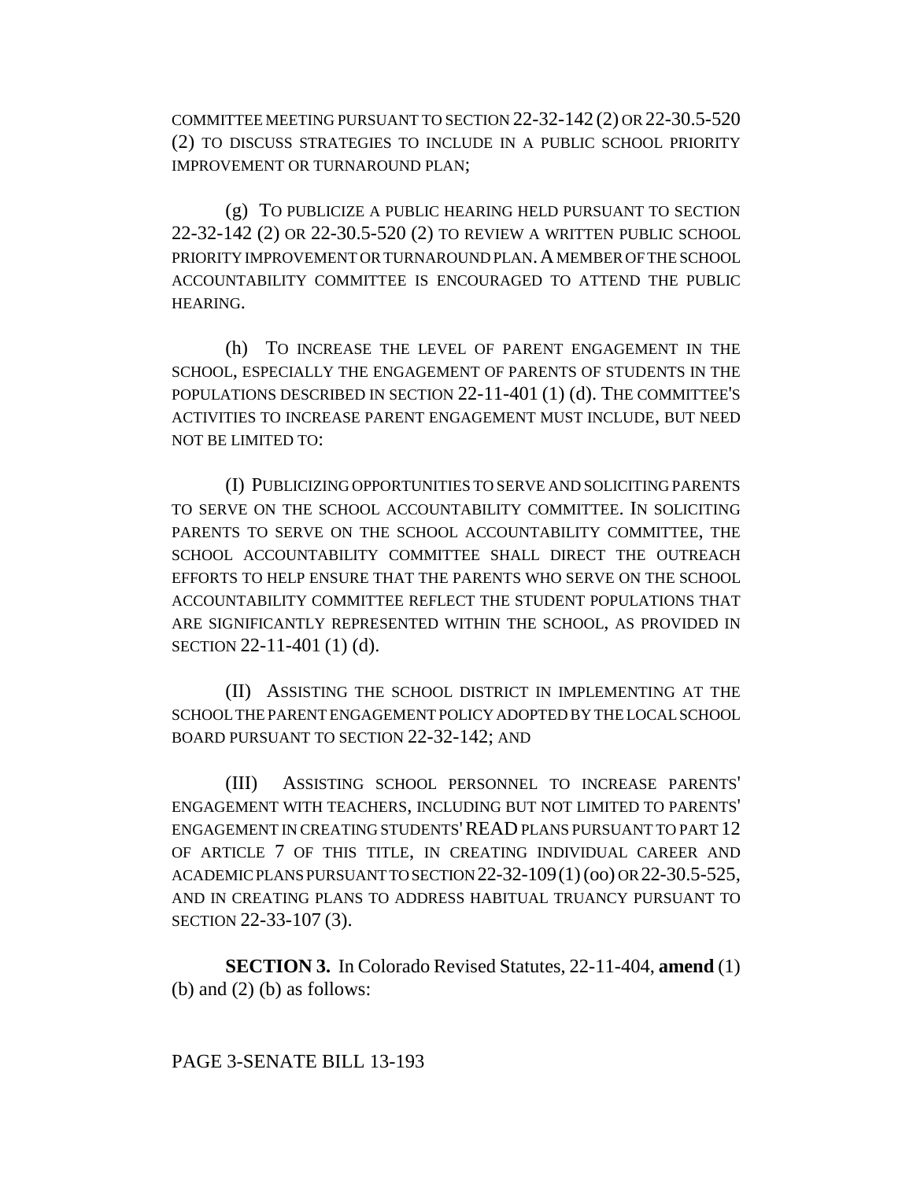COMMITTEE MEETING PURSUANT TO SECTION 22-32-142 (2) OR 22-30.5-520 (2) TO DISCUSS STRATEGIES TO INCLUDE IN A PUBLIC SCHOOL PRIORITY IMPROVEMENT OR TURNAROUND PLAN;

(g) TO PUBLICIZE A PUBLIC HEARING HELD PURSUANT TO SECTION 22-32-142 (2) OR 22-30.5-520 (2) TO REVIEW A WRITTEN PUBLIC SCHOOL PRIORITY IMPROVEMENT OR TURNAROUND PLAN. A MEMBER OF THE SCHOOL ACCOUNTABILITY COMMITTEE IS ENCOURAGED TO ATTEND THE PUBLIC HEARING.

(h) TO INCREASE THE LEVEL OF PARENT ENGAGEMENT IN THE SCHOOL, ESPECIALLY THE ENGAGEMENT OF PARENTS OF STUDENTS IN THE POPULATIONS DESCRIBED IN SECTION 22-11-401 (1) (d). THE COMMITTEE'S ACTIVITIES TO INCREASE PARENT ENGAGEMENT MUST INCLUDE, BUT NEED NOT BE LIMITED TO:

(I) PUBLICIZING OPPORTUNITIES TO SERVE AND SOLICITING PARENTS TO SERVE ON THE SCHOOL ACCOUNTABILITY COMMITTEE. IN SOLICITING PARENTS TO SERVE ON THE SCHOOL ACCOUNTABILITY COMMITTEE, THE SCHOOL ACCOUNTABILITY COMMITTEE SHALL DIRECT THE OUTREACH EFFORTS TO HELP ENSURE THAT THE PARENTS WHO SERVE ON THE SCHOOL ACCOUNTABILITY COMMITTEE REFLECT THE STUDENT POPULATIONS THAT ARE SIGNIFICANTLY REPRESENTED WITHIN THE SCHOOL, AS PROVIDED IN SECTION 22-11-401 (1) (d).

(II) ASSISTING THE SCHOOL DISTRICT IN IMPLEMENTING AT THE SCHOOL THE PARENT ENGAGEMENT POLICY ADOPTED BY THE LOCAL SCHOOL BOARD PURSUANT TO SECTION 22-32-142; AND

(III) ASSISTING SCHOOL PERSONNEL TO INCREASE PARENTS' ENGAGEMENT WITH TEACHERS, INCLUDING BUT NOT LIMITED TO PARENTS' ENGAGEMENT IN CREATING STUDENTS' READ PLANS PURSUANT TO PART 12 OF ARTICLE 7 OF THIS TITLE, IN CREATING INDIVIDUAL CAREER AND ACADEMIC PLANS PURSUANT TO SECTION 22-32-109 (1) (oo) OR 22-30.5-525, AND IN CREATING PLANS TO ADDRESS HABITUAL TRUANCY PURSUANT TO SECTION 22-33-107 (3).

**SECTION 3.** In Colorado Revised Statutes, 22-11-404, **amend** (1) (b) and (2) (b) as follows: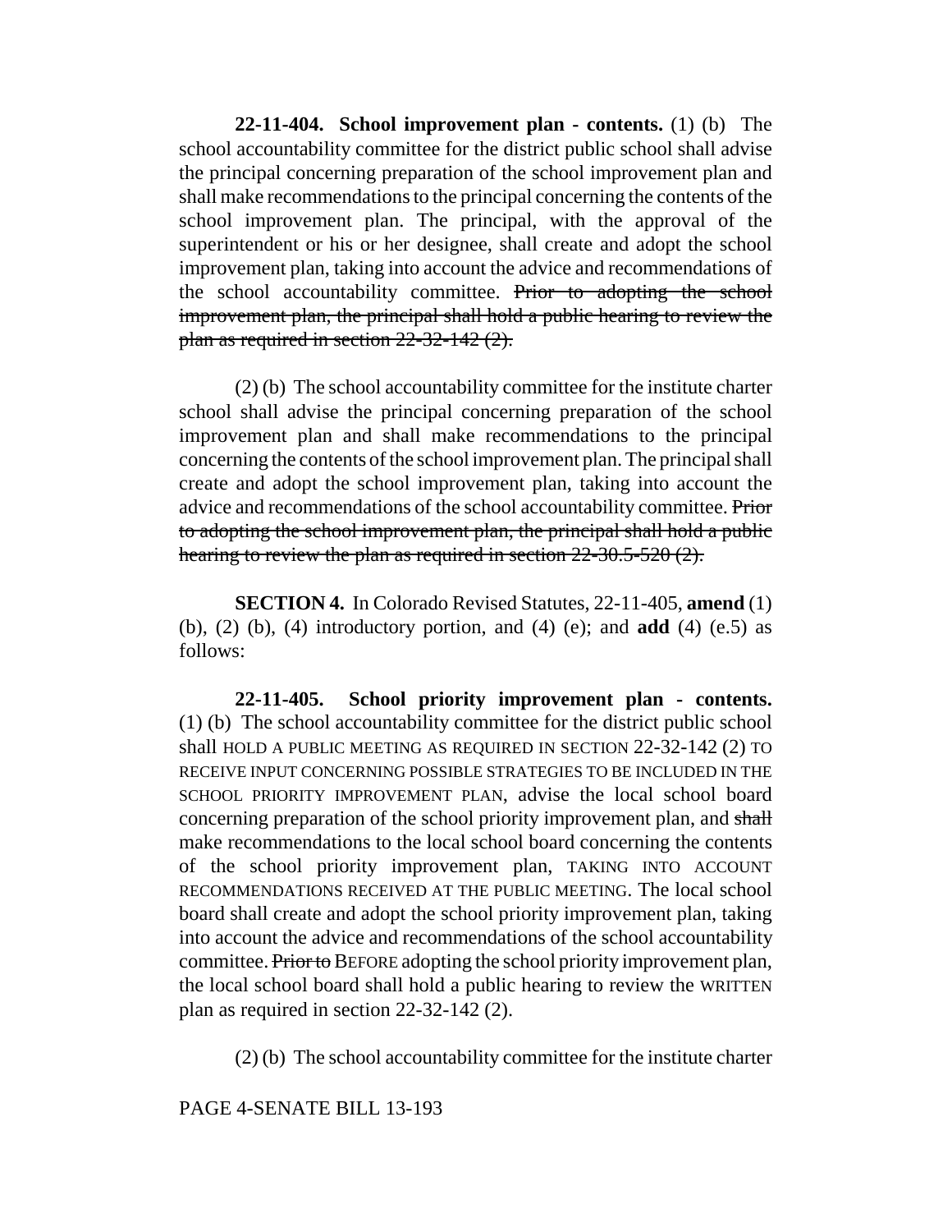**22-11-404. School improvement plan - contents.** (1) (b) The school accountability committee for the district public school shall advise the principal concerning preparation of the school improvement plan and shall make recommendations to the principal concerning the contents of the school improvement plan. The principal, with the approval of the superintendent or his or her designee, shall create and adopt the school improvement plan, taking into account the advice and recommendations of the school accountability committee. ~~Prior to adopting the school improvement plan, the principal shall hold a public hearing to review the plan as required in section 22-32-142 (2).~~

(2) (b) The school accountability committee for the institute charter school shall advise the principal concerning preparation of the school improvement plan and shall make recommendations to the principal concerning the contents of the school improvement plan. The principal shall create and adopt the school improvement plan, taking into account the advice and recommendations of the school accountability committee. ~~Prior to adopting the school improvement plan, the principal shall hold a public hearing to review the plan as required in section 22-30.5-520 (2).~~

**SECTION 4.** In Colorado Revised Statutes, 22-11-405, **amend** (1) (b), (2) (b), (4) introductory portion, and (4) (e); and **add** (4) (e.5) as follows:

**22-11-405. School priority improvement plan - contents.** (1) (b) The school accountability committee for the district public school shall HOLD A PUBLIC MEETING AS REQUIRED IN SECTION 22-32-142 (2) TO RECEIVE INPUT CONCERNING POSSIBLE STRATEGIES TO BE INCLUDED IN THE SCHOOL PRIORITY IMPROVEMENT PLAN, advise the local school board concerning preparation of the school priority improvement plan, and ~~shall~~ make recommendations to the local school board concerning the contents of the school priority improvement plan, TAKING INTO ACCOUNT RECOMMENDATIONS RECEIVED AT THE PUBLIC MEETING. The local school board shall create and adopt the school priority improvement plan, taking into account the advice and recommendations of the school accountability committee. ~~Prior to~~ BEFORE adopting the school priority improvement plan, the local school board shall hold a public hearing to review the WRITTEN plan as required in section 22-32-142 (2).

(2) (b) The school accountability committee for the institute charter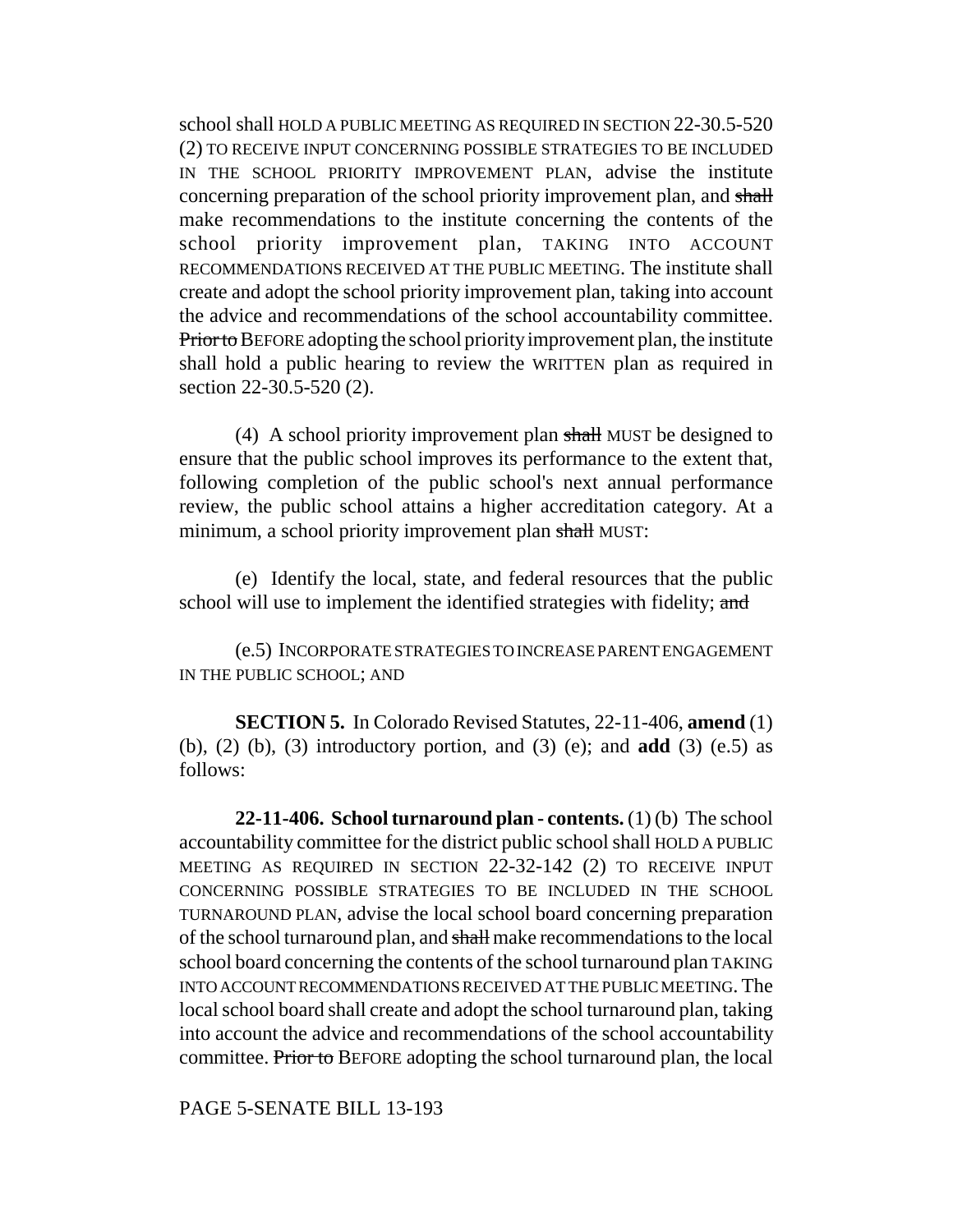school shall HOLD A PUBLIC MEETING AS REQUIRED IN SECTION 22-30.5-520 (2) TO RECEIVE INPUT CONCERNING POSSIBLE STRATEGIES TO BE INCLUDED IN THE SCHOOL PRIORITY IMPROVEMENT PLAN, advise the institute concerning preparation of the school priority improvement plan, and ~~shall~~ make recommendations to the institute concerning the contents of the school priority improvement plan, TAKING INTO ACCOUNT RECOMMENDATIONS RECEIVED AT THE PUBLIC MEETING. The institute shall create and adopt the school priority improvement plan, taking into account the advice and recommendations of the school accountability committee. ~~Prior to~~ BEFORE adopting the school priority improvement plan, the institute shall hold a public hearing to review the WRITTEN plan as required in section 22-30.5-520 (2).

(4) A school priority improvement plan ~~shall~~ MUST be designed to ensure that the public school improves its performance to the extent that, following completion of the public school's next annual performance review, the public school attains a higher accreditation category. At a minimum, a school priority improvement plan ~~shall~~ MUST:

(e) Identify the local, state, and federal resources that the public school will use to implement the identified strategies with fidelity; ~~and~~

(e.5) INCORPORATE STRATEGIES TO INCREASE PARENT ENGAGEMENT IN THE PUBLIC SCHOOL; AND

**SECTION 5.** In Colorado Revised Statutes, 22-11-406, **amend** (1) (b), (2) (b), (3) introductory portion, and (3) (e); and **add** (3) (e.5) as follows:

**22-11-406. School turnaround plan - contents.** (1) (b) The school accountability committee for the district public school shall HOLD A PUBLIC MEETING AS REQUIRED IN SECTION 22-32-142 (2) TO RECEIVE INPUT CONCERNING POSSIBLE STRATEGIES TO BE INCLUDED IN THE SCHOOL TURNAROUND PLAN, advise the local school board concerning preparation of the school turnaround plan, and ~~shall~~ make recommendations to the local school board concerning the contents of the school turnaround plan TAKING INTO ACCOUNT RECOMMENDATIONS RECEIVED AT THE PUBLIC MEETING. The local school board shall create and adopt the school turnaround plan, taking into account the advice and recommendations of the school accountability committee. ~~Prior to~~ BEFORE adopting the school turnaround plan, the local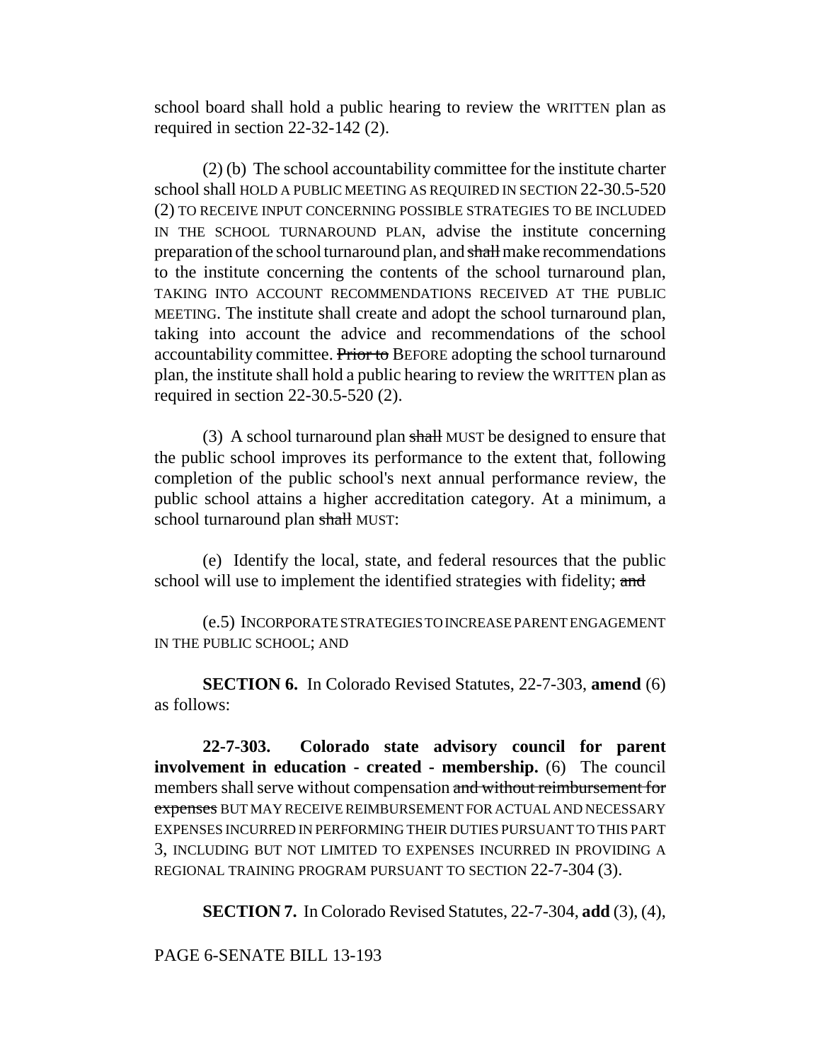school board shall hold a public hearing to review the WRITTEN plan as required in section 22-32-142 (2).

(2) (b) The school accountability committee for the institute charter school shall HOLD A PUBLIC MEETING AS REQUIRED IN SECTION 22-30.5-520 (2) TO RECEIVE INPUT CONCERNING POSSIBLE STRATEGIES TO BE INCLUDED IN THE SCHOOL TURNAROUND PLAN, advise the institute concerning preparation of the school turnaround plan, and ~~shall~~ make recommendations to the institute concerning the contents of the school turnaround plan, TAKING INTO ACCOUNT RECOMMENDATIONS RECEIVED AT THE PUBLIC MEETING. The institute shall create and adopt the school turnaround plan, taking into account the advice and recommendations of the school accountability committee. ~~Prior to~~ BEFORE adopting the school turnaround plan, the institute shall hold a public hearing to review the WRITTEN plan as required in section 22-30.5-520 (2).

(3) A school turnaround plan ~~shall~~ MUST be designed to ensure that the public school improves its performance to the extent that, following completion of the public school's next annual performance review, the public school attains a higher accreditation category. At a minimum, a school turnaround plan ~~shall~~ MUST:

(e) Identify the local, state, and federal resources that the public school will use to implement the identified strategies with fidelity; ~~and~~

(e.5) INCORPORATE STRATEGIES TO INCREASE PARENT ENGAGEMENT IN THE PUBLIC SCHOOL; AND

**SECTION 6.** In Colorado Revised Statutes, 22-7-303, **amend** (6) as follows:

**22-7-303. Colorado state advisory council for parent involvement in education - created - membership.** (6) The council members shall serve without compensation ~~and without reimbursement for expenses~~ BUT MAY RECEIVE REIMBURSEMENT FOR ACTUAL AND NECESSARY EXPENSES INCURRED IN PERFORMING THEIR DUTIES PURSUANT TO THIS PART 3, INCLUDING BUT NOT LIMITED TO EXPENSES INCURRED IN PROVIDING A REGIONAL TRAINING PROGRAM PURSUANT TO SECTION 22-7-304 (3).

**SECTION 7.** In Colorado Revised Statutes, 22-7-304, **add** (3), (4),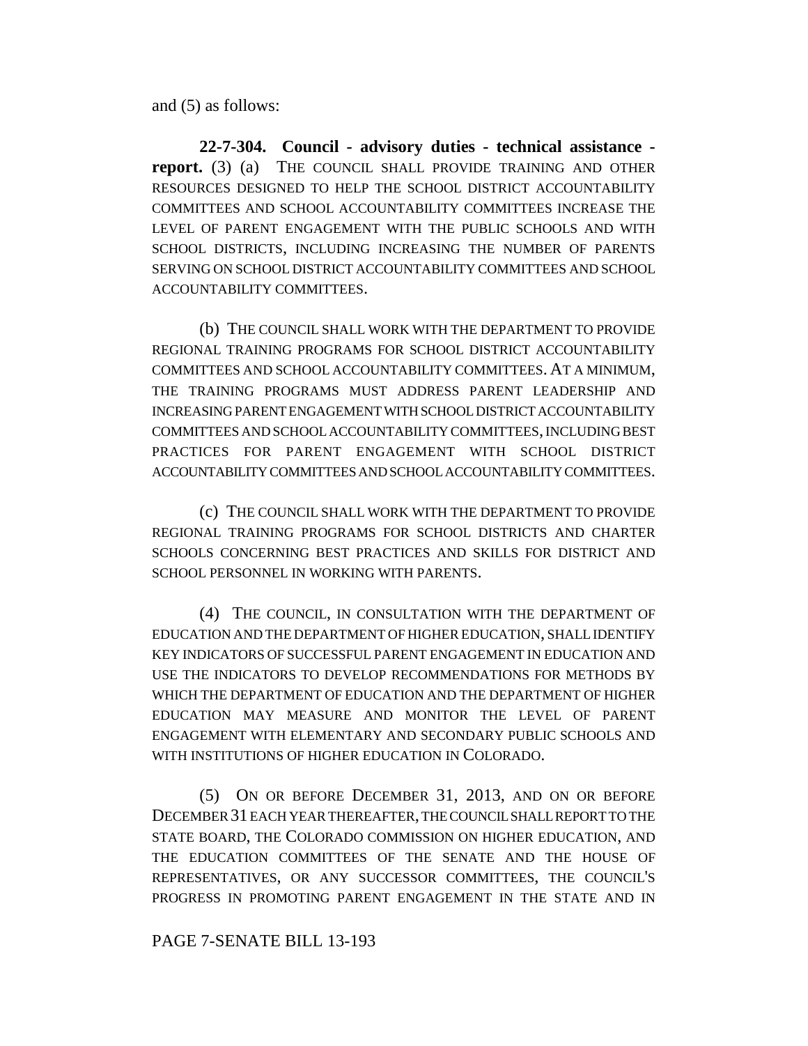and (5) as follows:

**22-7-304. Council - advisory duties - technical assistance - report.** (3) (a) THE COUNCIL SHALL PROVIDE TRAINING AND OTHER RESOURCES DESIGNED TO HELP THE SCHOOL DISTRICT ACCOUNTABILITY COMMITTEES AND SCHOOL ACCOUNTABILITY COMMITTEES INCREASE THE LEVEL OF PARENT ENGAGEMENT WITH THE PUBLIC SCHOOLS AND WITH SCHOOL DISTRICTS, INCLUDING INCREASING THE NUMBER OF PARENTS SERVING ON SCHOOL DISTRICT ACCOUNTABILITY COMMITTEES AND SCHOOL ACCOUNTABILITY COMMITTEES.

(b) THE COUNCIL SHALL WORK WITH THE DEPARTMENT TO PROVIDE REGIONAL TRAINING PROGRAMS FOR SCHOOL DISTRICT ACCOUNTABILITY COMMITTEES AND SCHOOL ACCOUNTABILITY COMMITTEES. AT A MINIMUM, THE TRAINING PROGRAMS MUST ADDRESS PARENT LEADERSHIP AND INCREASING PARENT ENGAGEMENT WITH SCHOOL DISTRICT ACCOUNTABILITY COMMITTEES AND SCHOOL ACCOUNTABILITY COMMITTEES, INCLUDING BEST PRACTICES FOR PARENT ENGAGEMENT WITH SCHOOL DISTRICT ACCOUNTABILITY COMMITTEES AND SCHOOL ACCOUNTABILITY COMMITTEES.

(c) THE COUNCIL SHALL WORK WITH THE DEPARTMENT TO PROVIDE REGIONAL TRAINING PROGRAMS FOR SCHOOL DISTRICTS AND CHARTER SCHOOLS CONCERNING BEST PRACTICES AND SKILLS FOR DISTRICT AND SCHOOL PERSONNEL IN WORKING WITH PARENTS.

(4) THE COUNCIL, IN CONSULTATION WITH THE DEPARTMENT OF EDUCATION AND THE DEPARTMENT OF HIGHER EDUCATION, SHALL IDENTIFY KEY INDICATORS OF SUCCESSFUL PARENT ENGAGEMENT IN EDUCATION AND USE THE INDICATORS TO DEVELOP RECOMMENDATIONS FOR METHODS BY WHICH THE DEPARTMENT OF EDUCATION AND THE DEPARTMENT OF HIGHER EDUCATION MAY MEASURE AND MONITOR THE LEVEL OF PARENT ENGAGEMENT WITH ELEMENTARY AND SECONDARY PUBLIC SCHOOLS AND WITH INSTITUTIONS OF HIGHER EDUCATION IN COLORADO.

(5) ON OR BEFORE DECEMBER 31, 2013, AND ON OR BEFORE DECEMBER 31 EACH YEAR THEREAFTER, THE COUNCIL SHALL REPORT TO THE STATE BOARD, THE COLORADO COMMISSION ON HIGHER EDUCATION, AND THE EDUCATION COMMITTEES OF THE SENATE AND THE HOUSE OF REPRESENTATIVES, OR ANY SUCCESSOR COMMITTEES, THE COUNCIL'S PROGRESS IN PROMOTING PARENT ENGAGEMENT IN THE STATE AND IN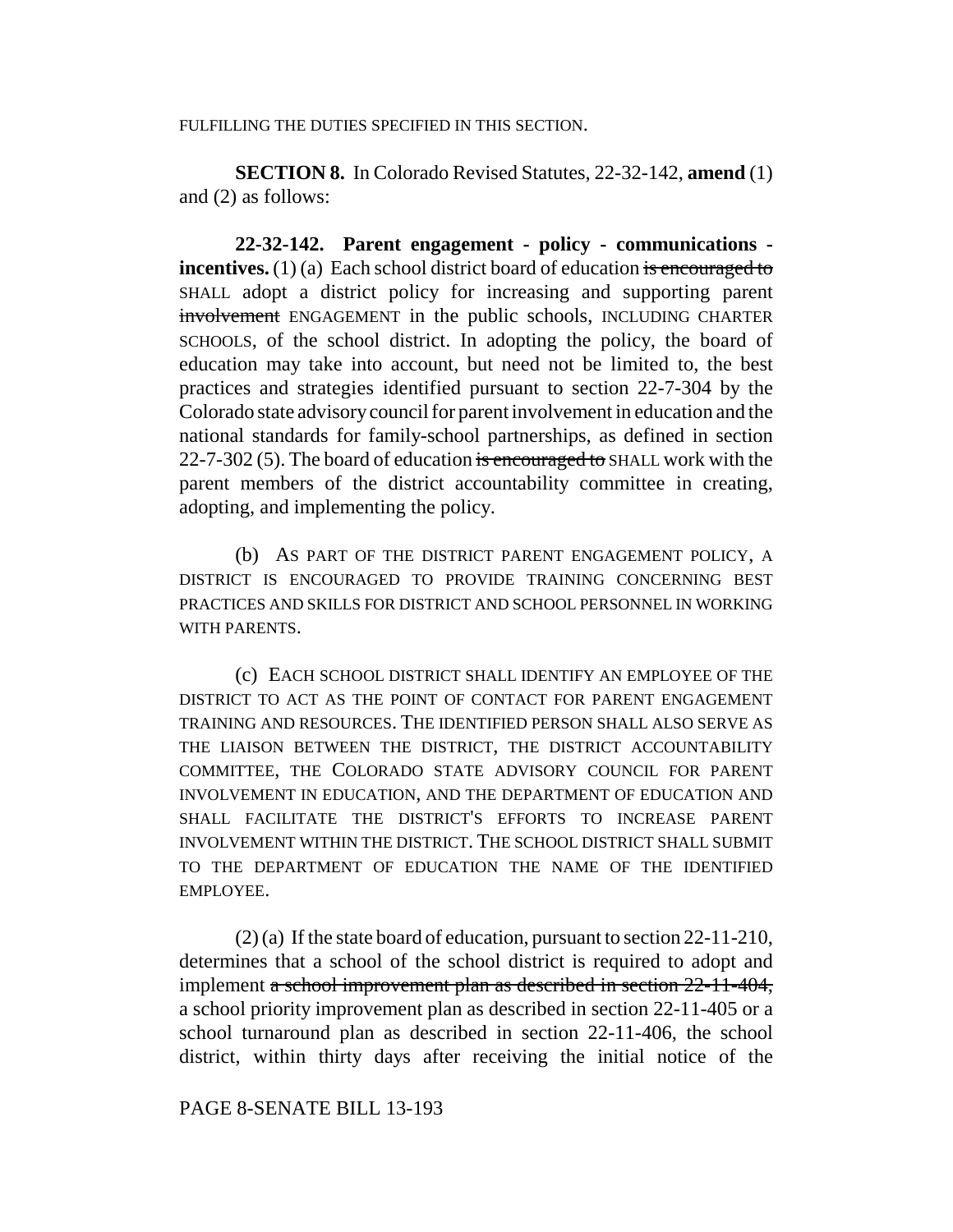FULFILLING THE DUTIES SPECIFIED IN THIS SECTION.

**SECTION 8.** In Colorado Revised Statutes, 22-32-142, **amend** (1) and (2) as follows:

**22-32-142. Parent engagement - policy - communications - incentives.** (1) (a) Each school district board of education ~~is encouraged to~~ SHALL adopt a district policy for increasing and supporting parent ~~involvement~~ ENGAGEMENT in the public schools, INCLUDING CHARTER SCHOOLS, of the school district. In adopting the policy, the board of education may take into account, but need not be limited to, the best practices and strategies identified pursuant to section 22-7-304 by the Colorado state advisory council for parent involvement in education and the national standards for family-school partnerships, as defined in section 22-7-302 (5). The board of education ~~is encouraged to~~ SHALL work with the parent members of the district accountability committee in creating, adopting, and implementing the policy.

(b) AS PART OF THE DISTRICT PARENT ENGAGEMENT POLICY, A DISTRICT IS ENCOURAGED TO PROVIDE TRAINING CONCERNING BEST PRACTICES AND SKILLS FOR DISTRICT AND SCHOOL PERSONNEL IN WORKING WITH PARENTS.

(c) EACH SCHOOL DISTRICT SHALL IDENTIFY AN EMPLOYEE OF THE DISTRICT TO ACT AS THE POINT OF CONTACT FOR PARENT ENGAGEMENT TRAINING AND RESOURCES. THE IDENTIFIED PERSON SHALL ALSO SERVE AS THE LIAISON BETWEEN THE DISTRICT, THE DISTRICT ACCOUNTABILITY COMMITTEE, THE COLORADO STATE ADVISORY COUNCIL FOR PARENT INVOLVEMENT IN EDUCATION, AND THE DEPARTMENT OF EDUCATION AND SHALL FACILITATE THE DISTRICT'S EFFORTS TO INCREASE PARENT INVOLVEMENT WITHIN THE DISTRICT. THE SCHOOL DISTRICT SHALL SUBMIT TO THE DEPARTMENT OF EDUCATION THE NAME OF THE IDENTIFIED EMPLOYEE.

(2) (a) If the state board of education, pursuant to section 22-11-210, determines that a school of the school district is required to adopt and implement ~~a school improvement plan as described in section 22-11-404,~~ a school priority improvement plan as described in section 22-11-405 or a school turnaround plan as described in section 22-11-406, the school district, within thirty days after receiving the initial notice of the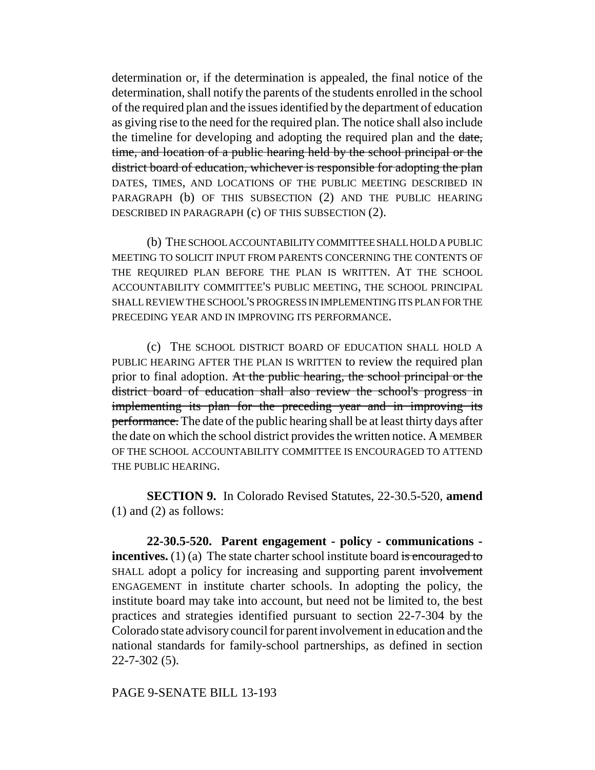determination or, if the determination is appealed, the final notice of the determination, shall notify the parents of the students enrolled in the school of the required plan and the issues identified by the department of education as giving rise to the need for the required plan. The notice shall also include the timeline for developing and adopting the required plan and the ~~date, time, and location of a public hearing held by the school principal or the district board of education, whichever is responsible for adopting the plan~~ DATES, TIMES, AND LOCATIONS OF THE PUBLIC MEETING DESCRIBED IN PARAGRAPH (b) OF THIS SUBSECTION (2) AND THE PUBLIC HEARING DESCRIBED IN PARAGRAPH (c) OF THIS SUBSECTION (2).

(b) THE SCHOOL ACCOUNTABILITY COMMITTEE SHALL HOLD A PUBLIC MEETING TO SOLICIT INPUT FROM PARENTS CONCERNING THE CONTENTS OF THE REQUIRED PLAN BEFORE THE PLAN IS WRITTEN. AT THE SCHOOL ACCOUNTABILITY COMMITTEE'S PUBLIC MEETING, THE SCHOOL PRINCIPAL SHALL REVIEW THE SCHOOL'S PROGRESS IN IMPLEMENTING ITS PLAN FOR THE PRECEDING YEAR AND IN IMPROVING ITS PERFORMANCE.

(c) THE SCHOOL DISTRICT BOARD OF EDUCATION SHALL HOLD A PUBLIC HEARING AFTER THE PLAN IS WRITTEN to review the required plan prior to final adoption. ~~At the public hearing, the school principal or the district board of education shall also review the school's progress in implementing its plan for the preceding year and in improving its performance.~~ The date of the public hearing shall be at least thirty days after the date on which the school district provides the written notice. A MEMBER OF THE SCHOOL ACCOUNTABILITY COMMITTEE IS ENCOURAGED TO ATTEND THE PUBLIC HEARING.

**SECTION 9.** In Colorado Revised Statutes, 22-30.5-520, **amend** (1) and (2) as follows:

**22-30.5-520. Parent engagement - policy - communications - incentives.** (1) (a) The state charter school institute board ~~is encouraged to~~ SHALL adopt a policy for increasing and supporting parent ~~involvement~~ ENGAGEMENT in institute charter schools. In adopting the policy, the institute board may take into account, but need not be limited to, the best practices and strategies identified pursuant to section 22-7-304 by the Colorado state advisory council for parent involvement in education and the national standards for family-school partnerships, as defined in section 22-7-302 (5).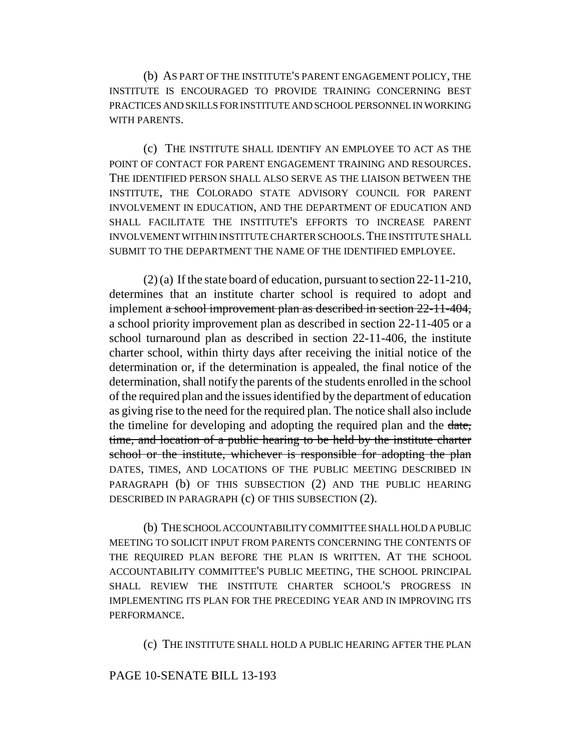(b) AS PART OF THE INSTITUTE'S PARENT ENGAGEMENT POLICY, THE INSTITUTE IS ENCOURAGED TO PROVIDE TRAINING CONCERNING BEST PRACTICES AND SKILLS FOR INSTITUTE AND SCHOOL PERSONNEL IN WORKING WITH PARENTS.

(c) THE INSTITUTE SHALL IDENTIFY AN EMPLOYEE TO ACT AS THE POINT OF CONTACT FOR PARENT ENGAGEMENT TRAINING AND RESOURCES. THE IDENTIFIED PERSON SHALL ALSO SERVE AS THE LIAISON BETWEEN THE INSTITUTE, THE COLORADO STATE ADVISORY COUNCIL FOR PARENT INVOLVEMENT IN EDUCATION, AND THE DEPARTMENT OF EDUCATION AND SHALL FACILITATE THE INSTITUTE'S EFFORTS TO INCREASE PARENT INVOLVEMENT WITHIN INSTITUTE CHARTER SCHOOLS. THE INSTITUTE SHALL SUBMIT TO THE DEPARTMENT THE NAME OF THE IDENTIFIED EMPLOYEE.

(2) (a) If the state board of education, pursuant to section 22-11-210, determines that an institute charter school is required to adopt and implement ~~a school improvement plan as described in section 22-11-404,~~ a school priority improvement plan as described in section 22-11-405 or a school turnaround plan as described in section 22-11-406, the institute charter school, within thirty days after receiving the initial notice of the determination or, if the determination is appealed, the final notice of the determination, shall notify the parents of the students enrolled in the school of the required plan and the issues identified by the department of education as giving rise to the need for the required plan. The notice shall also include the timeline for developing and adopting the required plan and the ~~date, time, and location of a public hearing to be held by the institute charter school or the institute, whichever is responsible for adopting the plan~~ DATES, TIMES, AND LOCATIONS OF THE PUBLIC MEETING DESCRIBED IN PARAGRAPH (b) OF THIS SUBSECTION (2) AND THE PUBLIC HEARING DESCRIBED IN PARAGRAPH (c) OF THIS SUBSECTION (2).

(b) THE SCHOOL ACCOUNTABILITY COMMITTEE SHALL HOLD A PUBLIC MEETING TO SOLICIT INPUT FROM PARENTS CONCERNING THE CONTENTS OF THE REQUIRED PLAN BEFORE THE PLAN IS WRITTEN. AT THE SCHOOL ACCOUNTABILITY COMMITTEE'S PUBLIC MEETING, THE SCHOOL PRINCIPAL SHALL REVIEW THE INSTITUTE CHARTER SCHOOL'S PROGRESS IN IMPLEMENTING ITS PLAN FOR THE PRECEDING YEAR AND IN IMPROVING ITS PERFORMANCE.

(c) THE INSTITUTE SHALL HOLD A PUBLIC HEARING AFTER THE PLAN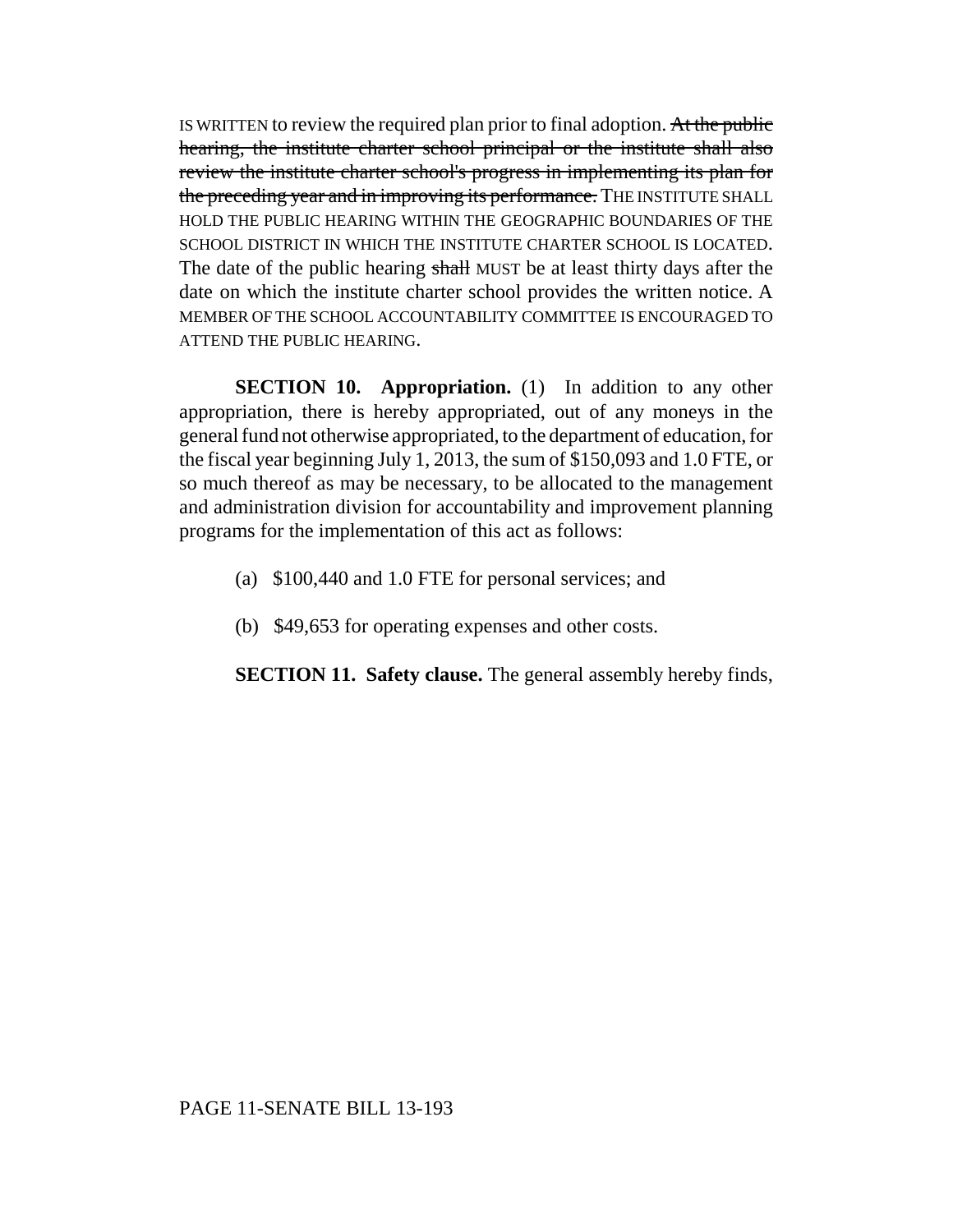IS WRITTEN to review the required plan prior to final adoption. ~~At the public hearing, the institute charter school principal or the institute shall also review the institute charter school's progress in implementing its plan for the preceding year and in improving its performance.~~ THE INSTITUTE SHALL HOLD THE PUBLIC HEARING WITHIN THE GEOGRAPHIC BOUNDARIES OF THE SCHOOL DISTRICT IN WHICH THE INSTITUTE CHARTER SCHOOL IS LOCATED. The date of the public hearing ~~shall~~ MUST be at least thirty days after the date on which the institute charter school provides the written notice. A MEMBER OF THE SCHOOL ACCOUNTABILITY COMMITTEE IS ENCOURAGED TO ATTEND THE PUBLIC HEARING.

**SECTION 10. Appropriation.** (1) In addition to any other appropriation, there is hereby appropriated, out of any moneys in the general fund not otherwise appropriated, to the department of education, for the fiscal year beginning July 1, 2013, the sum of $150,093 and 1.0 FTE, or so much thereof as may be necessary, to be allocated to the management and administration division for accountability and improvement planning programs for the implementation of this act as follows:

(a) $100,440 and 1.0 FTE for personal services; and

(b) $49,653 for operating expenses and other costs.

**SECTION 11. Safety clause.** The general assembly hereby finds,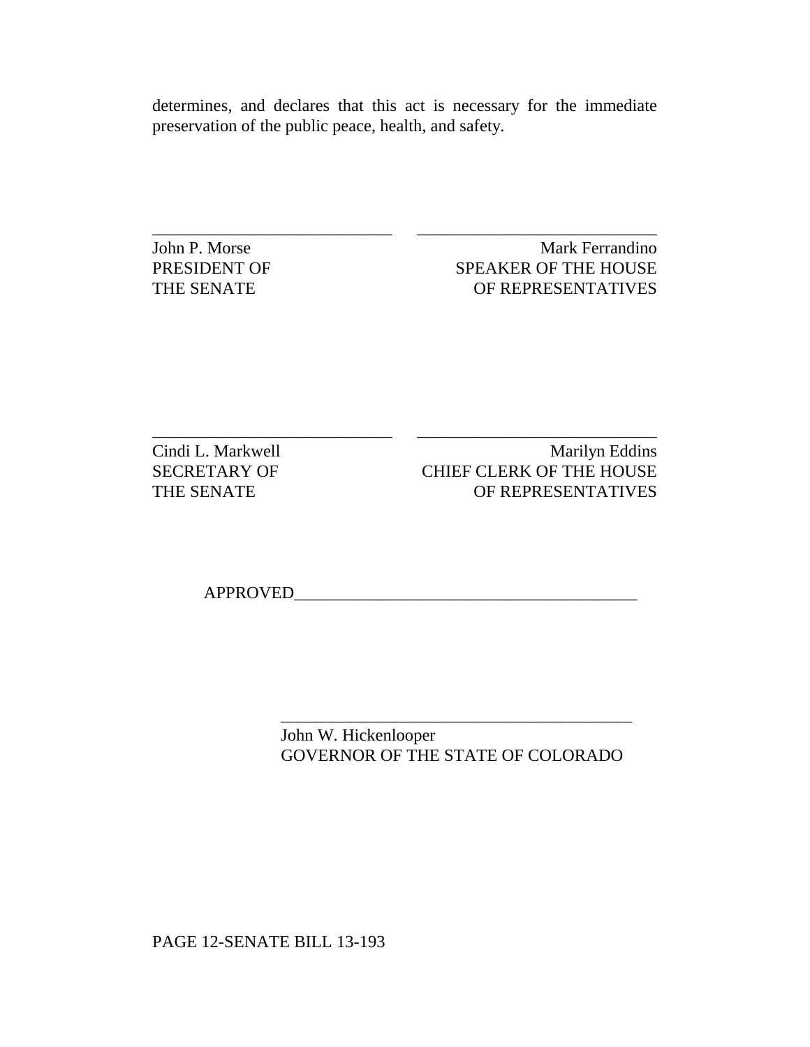determines, and declares that this act is necessary for the immediate preservation of the public peace, health, and safety.

| | |
|---|---|
| ____________________________ | ____________________________ |
| John P. Morse | Mark Ferrandino |
| PRESIDENT OF | SPEAKER OF THE HOUSE |
| THE SENATE | OF REPRESENTATIVES |

| | |
|---|---|
| ____________________________ | ____________________________ |
| Cindi L. Markwell | Marilyn Eddins |
| SECRETARY OF | CHIEF CLERK OF THE HOUSE |
| THE SENATE | OF REPRESENTATIVES |

APPROVED________________________________________

_________________________________________

John W. Hickenlooper
GOVERNOR OF THE STATE OF COLORADO

PAGE 12-SENATE BILL 13-193